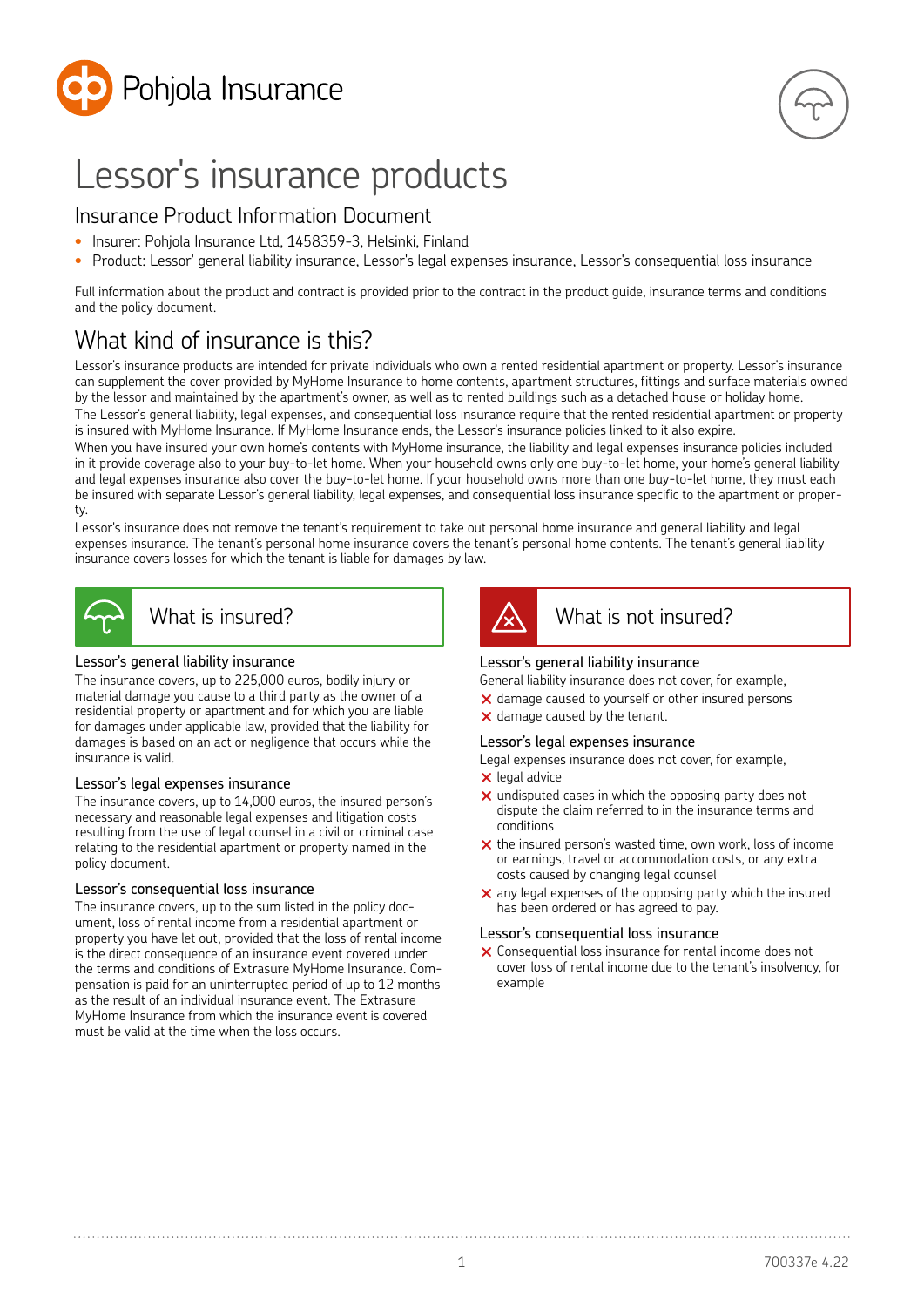Pohjola Insurance

# Lessor's insurance products

## Insurance Product Information Document

- Insurer: Pohjola Insurance Ltd, 1458359-3, Helsinki, Finland
- Product: Lessor' general liability insurance, Lessor's legal expenses insurance, Lessor's consequential loss insurance

Full information about the product and contract is provided prior to the contract in the product guide, insurance terms and conditions and the policy document.

## What kind of insurance is this?

Lessor's insurance products are intended for private individuals who own a rented residential apartment or property. Lessor's insurance can supplement the cover provided by MyHome Insurance to home contents, apartment structures, fittings and surface materials owned by the lessor and maintained by the apartment's owner, as well as to rented buildings such as a detached house or holiday home.

The Lessor's general liability, legal expenses, and consequential loss insurance require that the rented residential apartment or property is insured with MyHome Insurance. If MyHome Insurance ends, the Lessor's insurance policies linked to it also expire.

When you have insured your own home's contents with MyHome insurance, the liability and legal expenses insurance policies included in it provide coverage also to your buy-to-let home. When your household owns only one buy-to-let home, your home's general liability and legal expenses insurance also cover the buy-to-let home. If your household owns more than one buy-to-let home, they must each be insured with separate Lessor's general liability, legal expenses, and consequential loss insurance specific to the apartment or property.

Lessor's insurance does not remove the tenant's requirement to take out personal home insurance and general liability and legal expenses insurance. The tenant's personal home insurance covers the tenant's personal home contents. The tenant's general liability insurance covers losses for which the tenant is liable for damages by law.

## What is insured?

### Lessor's general liability insurance

The insurance covers, up to 225,000 euros, bodily injury or material damage you cause to a third party as the owner of a residential property or apartment and for which you are liable for damages under applicable law, provided that the liability for damages is based on an act or negligence that occurs while the insurance is valid.

### Lessor's legal expenses insurance

The insurance covers, up to 14,000 euros, the insured person's necessary and reasonable legal expenses and litigation costs resulting from the use of legal counsel in a civil or criminal case relating to the residential apartment or property named in the policy document.

### Lessor's consequential loss insurance

The insurance covers, up to the sum listed in the policy document, loss of rental income from a residential apartment or property you have let out, provided that the loss of rental income is the direct consequence of an insurance event covered under the terms and conditions of Extrasure MyHome Insurance. Compensation is paid for an uninterrupted period of up to 12 months as the result of an individual insurance event. The Extrasure MyHome Insurance from which the insurance event is covered must be valid at the time when the loss occurs.

## What is not insured?

### Lessor's general liability insurance

General liability insurance does not cover, for example,

- ✕ damage caused to yourself or other insured persons
- ✕ damage caused by the tenant.

### Lessor's legal expenses insurance

Legal expenses insurance does not cover, for example,

- ✕ legal advice
- ✕ undisputed cases in which the opposing party does not dispute the claim referred to in the insurance terms and conditions
- ✕ the insured person's wasted time, own work, loss of income or earnings, travel or accommodation costs, or any extra costs caused by changing legal counsel
- ✕ any legal expenses of the opposing party which the insured has been ordered or has agreed to pay.

### Lessor's consequential loss insurance

- ✕ Consequential loss insurance for rental income does not cover loss of rental income due to the tenant's insolvency, for example

700337e 4.22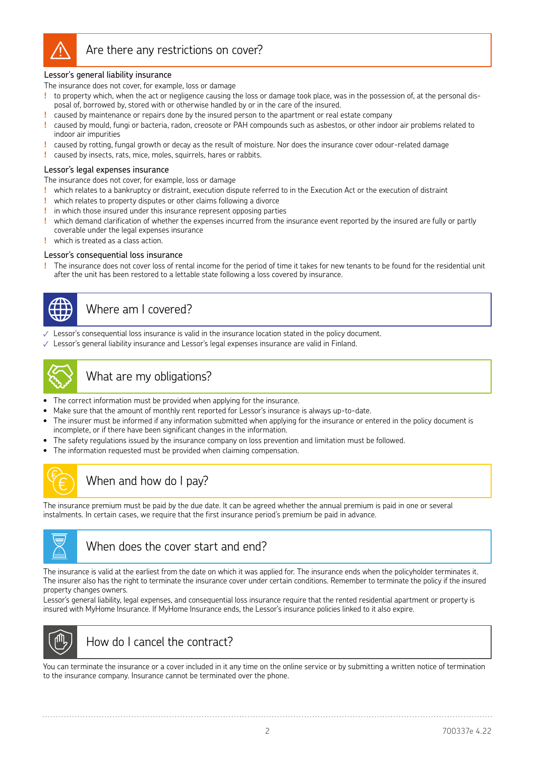## Are there any restrictions on cover?

### Lessor's general liability insurance

The insurance does not cover, for example, loss or damage

- ! to property which, when the act or negligence causing the loss or damage took place, was in the possession of, at the personal disposal of, borrowed by, stored with or otherwise handled by or in the care of the insured.
- ! caused by maintenance or repairs done by the insured person to the apartment or real estate company
- ! caused by mould, fungi or bacteria, radon, creosote or PAH compounds such as asbestos, or other indoor air problems related to indoor air impurities
- ! caused by rotting, fungal growth or decay as the result of moisture. Nor does the insurance cover odour-related damage
- ! caused by insects, rats, mice, moles, squirrels, hares or rabbits.

### Lessor's legal expenses insurance

The insurance does not cover, for example, loss or damage

- ! which relates to a bankruptcy or distraint, execution dispute referred to in the Execution Act or the execution of distraint
- ! which relates to property disputes or other claims following a divorce
- ! in which those insured under this insurance represent opposing parties
- ! which demand clarification of whether the expenses incurred from the insurance event reported by the insured are fully or partly coverable under the legal expenses insurance
- ! which is treated as a class action.

### Lessor's consequential loss insurance

- ! The insurance does not cover loss of rental income for the period of time it takes for new tenants to be found for the residential unit after the unit has been restored to a lettable state following a loss covered by insurance.

## Where am I covered?

- ✓ Lessor's consequential loss insurance is valid in the insurance location stated in the policy document.
- ✓ Lessor's general liability insurance and Lessor's legal expenses insurance are valid in Finland.

## What are my obligations?

- The correct information must be provided when applying for the insurance.
- Make sure that the amount of monthly rent reported for Lessor's insurance is always up-to-date.
- The insurer must be informed if any information submitted when applying for the insurance or entered in the policy document is incomplete, or if there have been significant changes in the information.
- The safety regulations issued by the insurance company on loss prevention and limitation must be followed.
- The information requested must be provided when claiming compensation.

## When and how do I pay?

The insurance premium must be paid by the due date. It can be agreed whether the annual premium is paid in one or several instalments. In certain cases, we require that the first insurance period's premium be paid in advance.

## When does the cover start and end?

The insurance is valid at the earliest from the date on which it was applied for. The insurance ends when the policyholder terminates it. The insurer also has the right to terminate the insurance cover under certain conditions. Remember to terminate the policy if the insured property changes owners.

Lessor's general liability, legal expenses, and consequential loss insurance require that the rented residential apartment or property is insured with MyHome Insurance. If MyHome Insurance ends, the Lessor's insurance policies linked to it also expire.

## How do I cancel the contract?

You can terminate the insurance or a cover included in it any time on the online service or by submitting a written notice of termination to the insurance company. Insurance cannot be terminated over the phone.